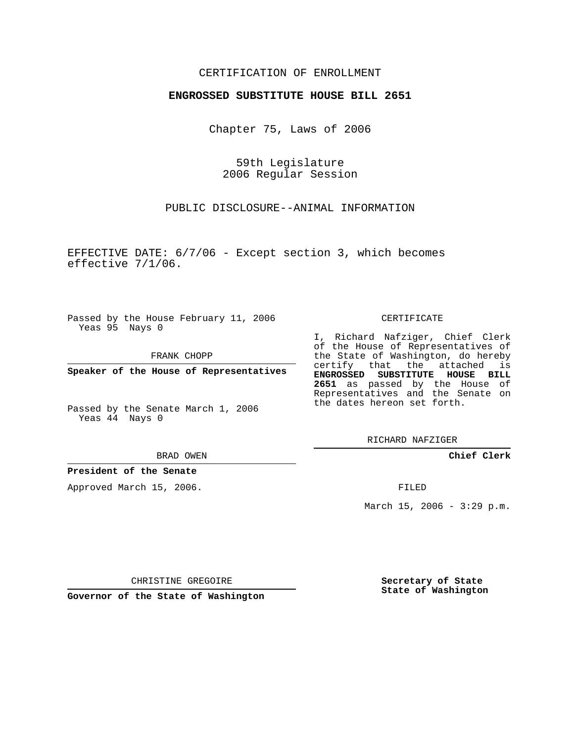CERTIFICATION OF ENROLLMENT

**ENGROSSED SUBSTITUTE HOUSE BILL 2651**

Chapter 75, Laws of 2006

59th Legislature
2006 Regular Session

PUBLIC DISCLOSURE--ANIMAL INFORMATION

EFFECTIVE DATE: 6/7/06 - Except section 3, which becomes effective 7/1/06.

Passed by the House February 11, 2006
Yeas 95 Nays 0

FRANK CHOPP

**Speaker of the House of Representatives**

Passed by the Senate March 1, 2006
Yeas 44 Nays 0

BRAD OWEN

**President of the Senate**

Approved March 15, 2006.

CHRISTINE GREGOIRE

**Governor of the State of Washington**

CERTIFICATE

I, Richard Nafziger, Chief Clerk of the House of Representatives of the State of Washington, do hereby certify that the attached is **ENGROSSED SUBSTITUTE HOUSE BILL 2651** as passed by the House of Representatives and the Senate on the dates hereon set forth.

RICHARD NAFZIGER

**Chief Clerk**

FILED

March 15, 2006 - 3:29 p.m.

**Secretary of State**
**State of Washington**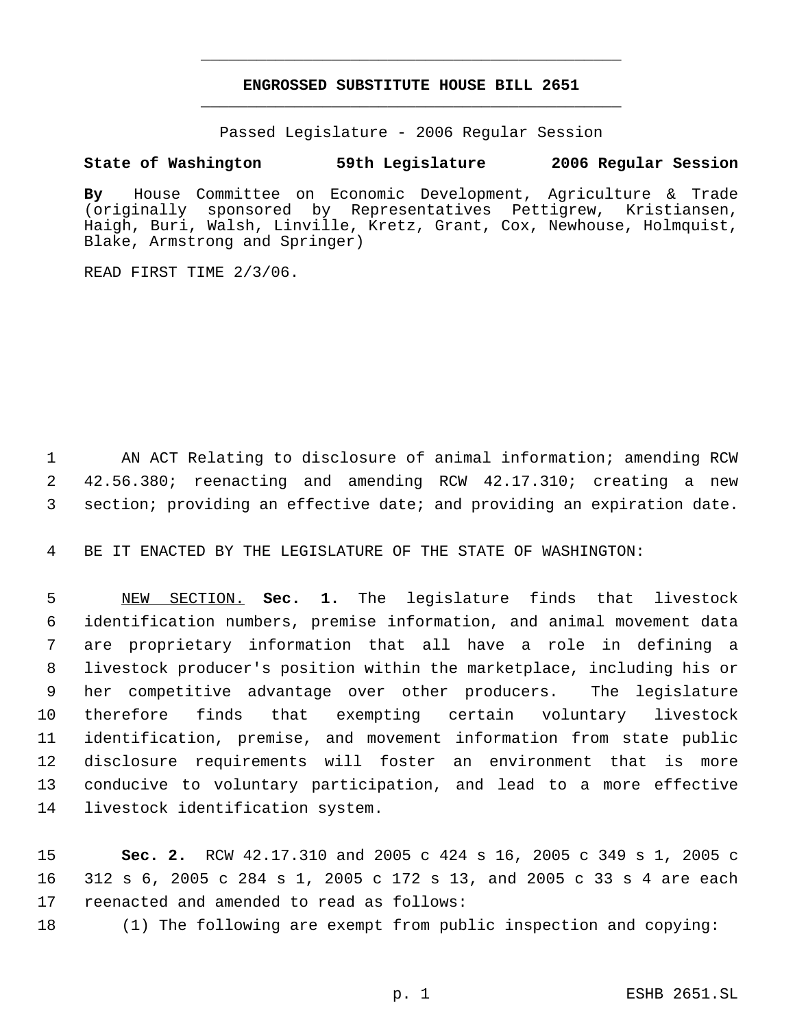# ENGROSSED SUBSTITUTE HOUSE BILL 2651

Passed Legislature - 2006 Regular Session

**State of Washington 59th Legislature 2006 Regular Session**

**By** House Committee on Economic Development, Agriculture & Trade (originally sponsored by Representatives Pettigrew, Kristiansen, Haigh, Buri, Walsh, Linville, Kretz, Grant, Cox, Newhouse, Holmquist, Blake, Armstrong and Springer)

READ FIRST TIME 2/3/06.

AN ACT Relating to disclosure of animal information; amending RCW 42.56.380; reenacting and amending RCW 42.17.310; creating a new section; providing an effective date; and providing an expiration date.

BE IT ENACTED BY THE LEGISLATURE OF THE STATE OF WASHINGTON:

NEW SECTION. **Sec. 1.** The legislature finds that livestock identification numbers, premise information, and animal movement data are proprietary information that all have a role in defining a livestock producer's position within the marketplace, including his or her competitive advantage over other producers. The legislature therefore finds that exempting certain voluntary livestock identification, premise, and movement information from state public disclosure requirements will foster an environment that is more conducive to voluntary participation, and lead to a more effective livestock identification system.

**Sec. 2.** RCW 42.17.310 and 2005 c 424 s 16, 2005 c 349 s 1, 2005 c 312 s 6, 2005 c 284 s 1, 2005 c 172 s 13, and 2005 c 33 s 4 are each reenacted and amended to read as follows:

(1) The following are exempt from public inspection and copying: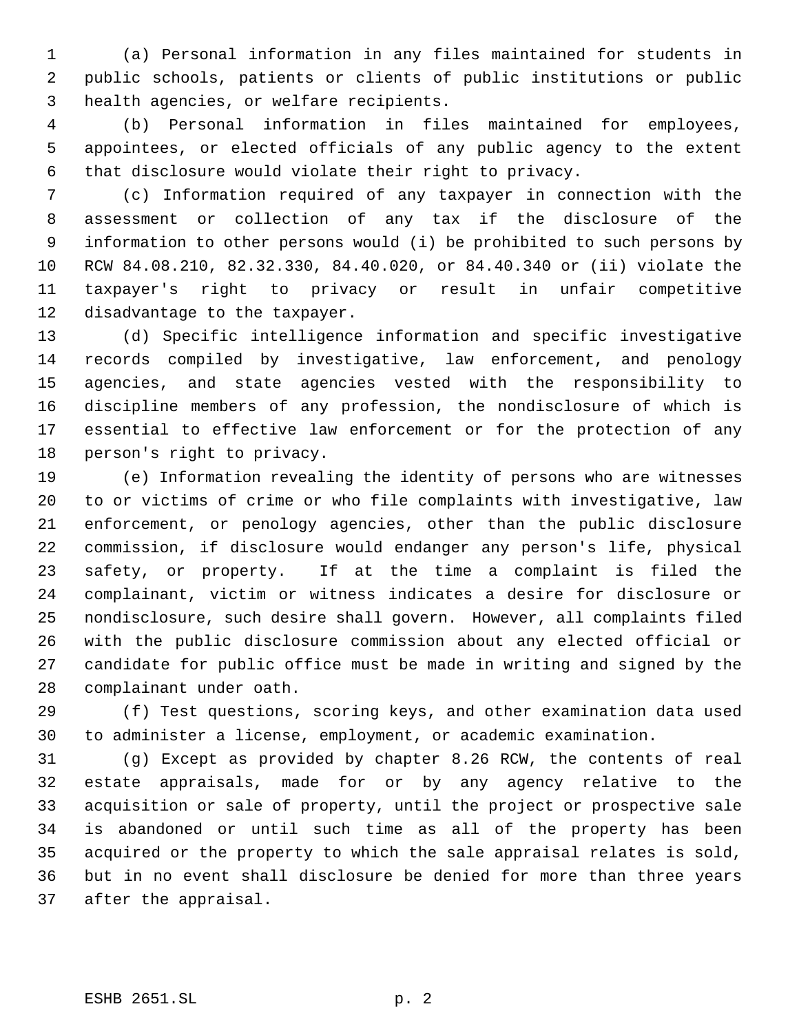(a) Personal information in any files maintained for students in public schools, patients or clients of public institutions or public health agencies, or welfare recipients.

(b) Personal information in files maintained for employees, appointees, or elected officials of any public agency to the extent that disclosure would violate their right to privacy.

(c) Information required of any taxpayer in connection with the assessment or collection of any tax if the disclosure of the information to other persons would (i) be prohibited to such persons by RCW 84.08.210, 82.32.330, 84.40.020, or 84.40.340 or (ii) violate the taxpayer's right to privacy or result in unfair competitive disadvantage to the taxpayer.

(d) Specific intelligence information and specific investigative records compiled by investigative, law enforcement, and penology agencies, and state agencies vested with the responsibility to discipline members of any profession, the nondisclosure of which is essential to effective law enforcement or for the protection of any person's right to privacy.

(e) Information revealing the identity of persons who are witnesses to or victims of crime or who file complaints with investigative, law enforcement, or penology agencies, other than the public disclosure commission, if disclosure would endanger any person's life, physical safety, or property. If at the time a complaint is filed the complainant, victim or witness indicates a desire for disclosure or nondisclosure, such desire shall govern. However, all complaints filed with the public disclosure commission about any elected official or candidate for public office must be made in writing and signed by the complainant under oath.

(f) Test questions, scoring keys, and other examination data used to administer a license, employment, or academic examination.

(g) Except as provided by chapter 8.26 RCW, the contents of real estate appraisals, made for or by any agency relative to the acquisition or sale of property, until the project or prospective sale is abandoned or until such time as all of the property has been acquired or the property to which the sale appraisal relates is sold, but in no event shall disclosure be denied for more than three years after the appraisal.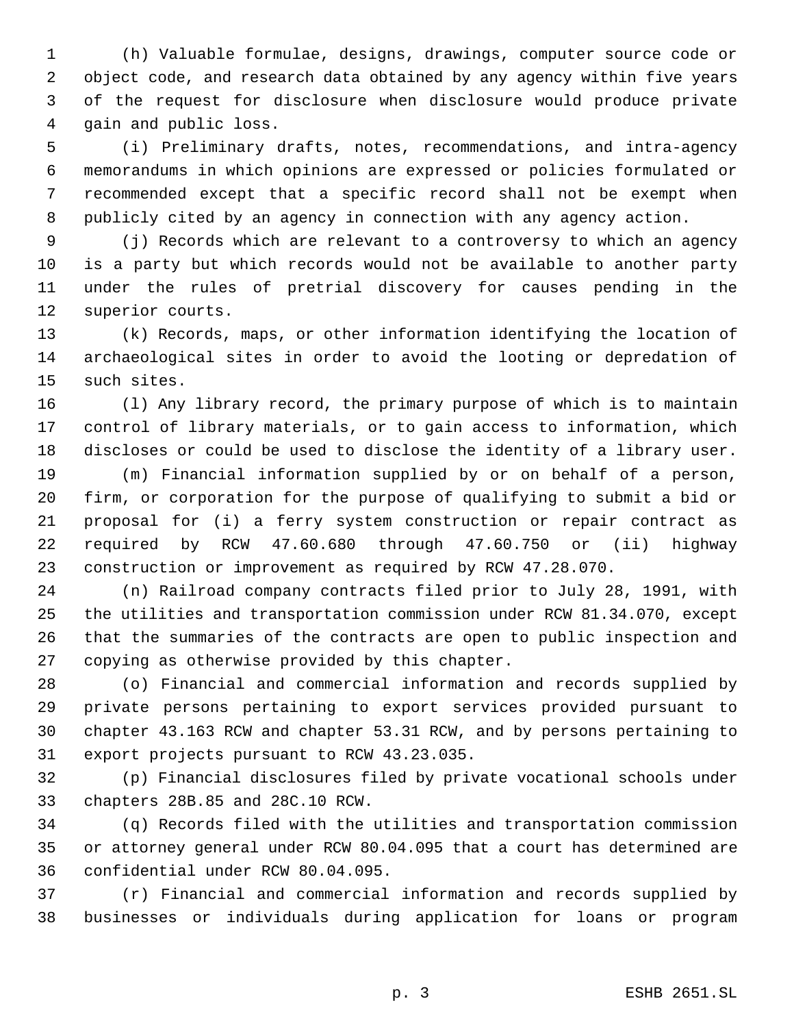(h) Valuable formulae, designs, drawings, computer source code or object code, and research data obtained by any agency within five years of the request for disclosure when disclosure would produce private gain and public loss.

(i) Preliminary drafts, notes, recommendations, and intra-agency memorandums in which opinions are expressed or policies formulated or recommended except that a specific record shall not be exempt when publicly cited by an agency in connection with any agency action.

(j) Records which are relevant to a controversy to which an agency is a party but which records would not be available to another party under the rules of pretrial discovery for causes pending in the superior courts.

(k) Records, maps, or other information identifying the location of archaeological sites in order to avoid the looting or depredation of such sites.

(l) Any library record, the primary purpose of which is to maintain control of library materials, or to gain access to information, which discloses or could be used to disclose the identity of a library user.

(m) Financial information supplied by or on behalf of a person, firm, or corporation for the purpose of qualifying to submit a bid or proposal for (i) a ferry system construction or repair contract as required by RCW 47.60.680 through 47.60.750 or (ii) highway construction or improvement as required by RCW 47.28.070.

(n) Railroad company contracts filed prior to July 28, 1991, with the utilities and transportation commission under RCW 81.34.070, except that the summaries of the contracts are open to public inspection and copying as otherwise provided by this chapter.

(o) Financial and commercial information and records supplied by private persons pertaining to export services provided pursuant to chapter 43.163 RCW and chapter 53.31 RCW, and by persons pertaining to export projects pursuant to RCW 43.23.035.

(p) Financial disclosures filed by private vocational schools under chapters 28B.85 and 28C.10 RCW.

(q) Records filed with the utilities and transportation commission or attorney general under RCW 80.04.095 that a court has determined are confidential under RCW 80.04.095.

(r) Financial and commercial information and records supplied by businesses or individuals during application for loans or program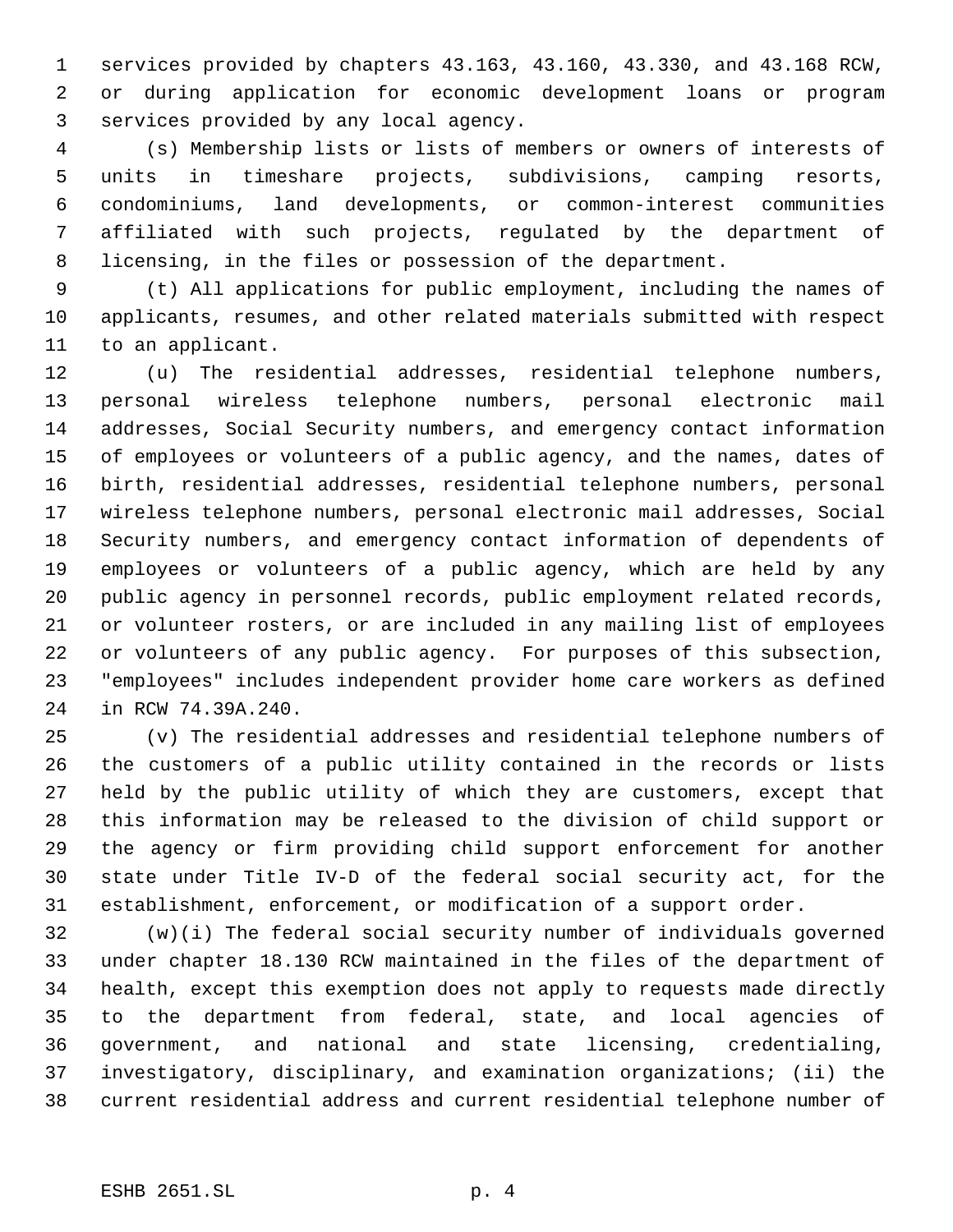services provided by chapters 43.163, 43.160, 43.330, and 43.168 RCW, or during application for economic development loans or program services provided by any local agency.

(s) Membership lists or lists of members or owners of interests of units in timeshare projects, subdivisions, camping resorts, condominiums, land developments, or common-interest communities affiliated with such projects, regulated by the department of licensing, in the files or possession of the department.

(t) All applications for public employment, including the names of applicants, resumes, and other related materials submitted with respect to an applicant.

(u) The residential addresses, residential telephone numbers, personal wireless telephone numbers, personal electronic mail addresses, Social Security numbers, and emergency contact information of employees or volunteers of a public agency, and the names, dates of birth, residential addresses, residential telephone numbers, personal wireless telephone numbers, personal electronic mail addresses, Social Security numbers, and emergency contact information of dependents of employees or volunteers of a public agency, which are held by any public agency in personnel records, public employment related records, or volunteer rosters, or are included in any mailing list of employees or volunteers of any public agency. For purposes of this subsection, "employees" includes independent provider home care workers as defined in RCW 74.39A.240.

(v) The residential addresses and residential telephone numbers of the customers of a public utility contained in the records or lists held by the public utility of which they are customers, except that this information may be released to the division of child support or the agency or firm providing child support enforcement for another state under Title IV-D of the federal social security act, for the establishment, enforcement, or modification of a support order.

(w)(i) The federal social security number of individuals governed under chapter 18.130 RCW maintained in the files of the department of health, except this exemption does not apply to requests made directly to the department from federal, state, and local agencies of government, and national and state licensing, credentialing, investigatory, disciplinary, and examination organizations; (ii) the current residential address and current residential telephone number of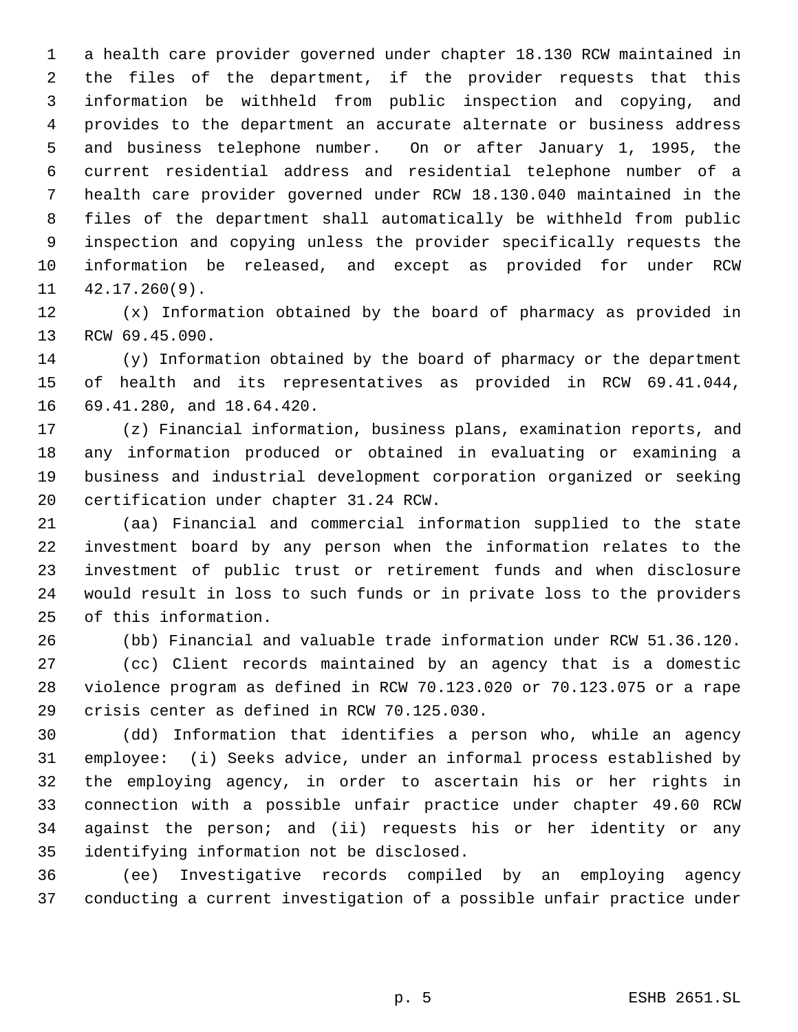a health care provider governed under chapter 18.130 RCW maintained in the files of the department, if the provider requests that this information be withheld from public inspection and copying, and provides to the department an accurate alternate or business address and business telephone number. On or after January 1, 1995, the current residential address and residential telephone number of a health care provider governed under RCW 18.130.040 maintained in the files of the department shall automatically be withheld from public inspection and copying unless the provider specifically requests the information be released, and except as provided for under RCW 42.17.260(9).

(x) Information obtained by the board of pharmacy as provided in RCW 69.45.090.

(y) Information obtained by the board of pharmacy or the department of health and its representatives as provided in RCW 69.41.044, 69.41.280, and 18.64.420.

(z) Financial information, business plans, examination reports, and any information produced or obtained in evaluating or examining a business and industrial development corporation organized or seeking certification under chapter 31.24 RCW.

(aa) Financial and commercial information supplied to the state investment board by any person when the information relates to the investment of public trust or retirement funds and when disclosure would result in loss to such funds or in private loss to the providers of this information.

(bb) Financial and valuable trade information under RCW 51.36.120.

(cc) Client records maintained by an agency that is a domestic violence program as defined in RCW 70.123.020 or 70.123.075 or a rape crisis center as defined in RCW 70.125.030.

(dd) Information that identifies a person who, while an agency employee: (i) Seeks advice, under an informal process established by the employing agency, in order to ascertain his or her rights in connection with a possible unfair practice under chapter 49.60 RCW against the person; and (ii) requests his or her identity or any identifying information not be disclosed.

(ee) Investigative records compiled by an employing agency conducting a current investigation of a possible unfair practice under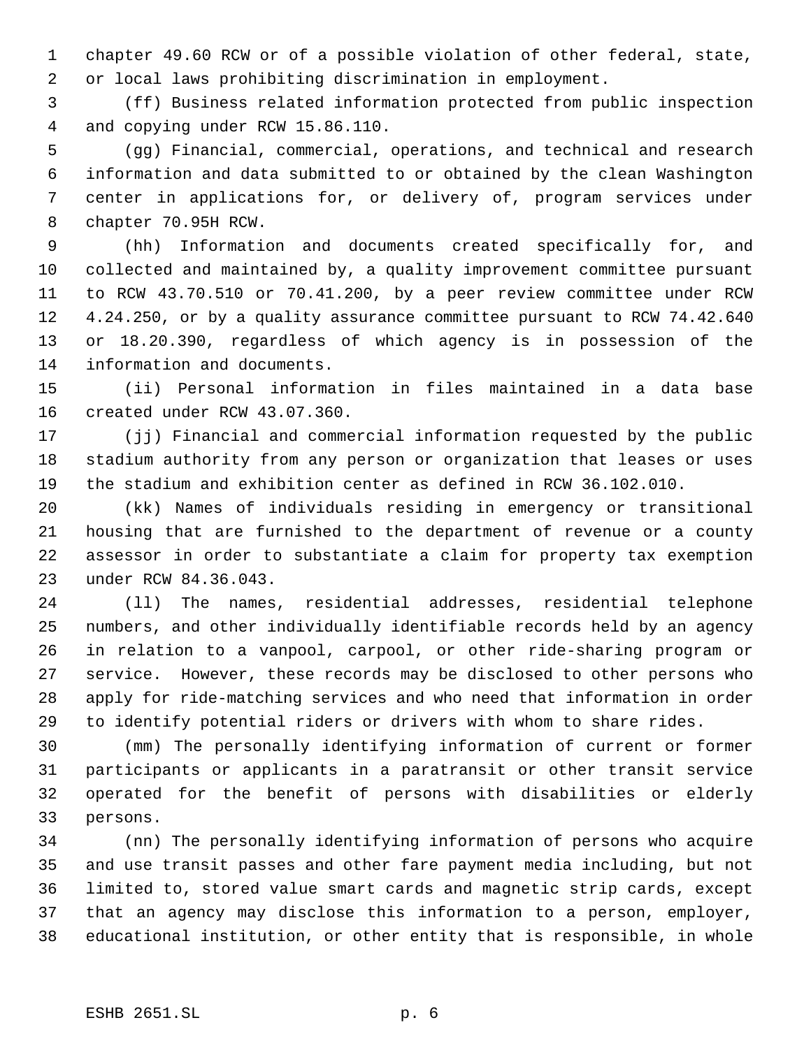chapter 49.60 RCW or of a possible violation of other federal, state, or local laws prohibiting discrimination in employment.

(ff) Business related information protected from public inspection and copying under RCW 15.86.110.

(gg) Financial, commercial, operations, and technical and research information and data submitted to or obtained by the clean Washington center in applications for, or delivery of, program services under chapter 70.95H RCW.

(hh) Information and documents created specifically for, and collected and maintained by, a quality improvement committee pursuant to RCW 43.70.510 or 70.41.200, by a peer review committee under RCW 4.24.250, or by a quality assurance committee pursuant to RCW 74.42.640 or 18.20.390, regardless of which agency is in possession of the information and documents.

(ii) Personal information in files maintained in a data base created under RCW 43.07.360.

(jj) Financial and commercial information requested by the public stadium authority from any person or organization that leases or uses the stadium and exhibition center as defined in RCW 36.102.010.

(kk) Names of individuals residing in emergency or transitional housing that are furnished to the department of revenue or a county assessor in order to substantiate a claim for property tax exemption under RCW 84.36.043.

(ll) The names, residential addresses, residential telephone numbers, and other individually identifiable records held by an agency in relation to a vanpool, carpool, or other ride-sharing program or service. However, these records may be disclosed to other persons who apply for ride-matching services and who need that information in order to identify potential riders or drivers with whom to share rides.

(mm) The personally identifying information of current or former participants or applicants in a paratransit or other transit service operated for the benefit of persons with disabilities or elderly persons.

(nn) The personally identifying information of persons who acquire and use transit passes and other fare payment media including, but not limited to, stored value smart cards and magnetic strip cards, except that an agency may disclose this information to a person, employer, educational institution, or other entity that is responsible, in whole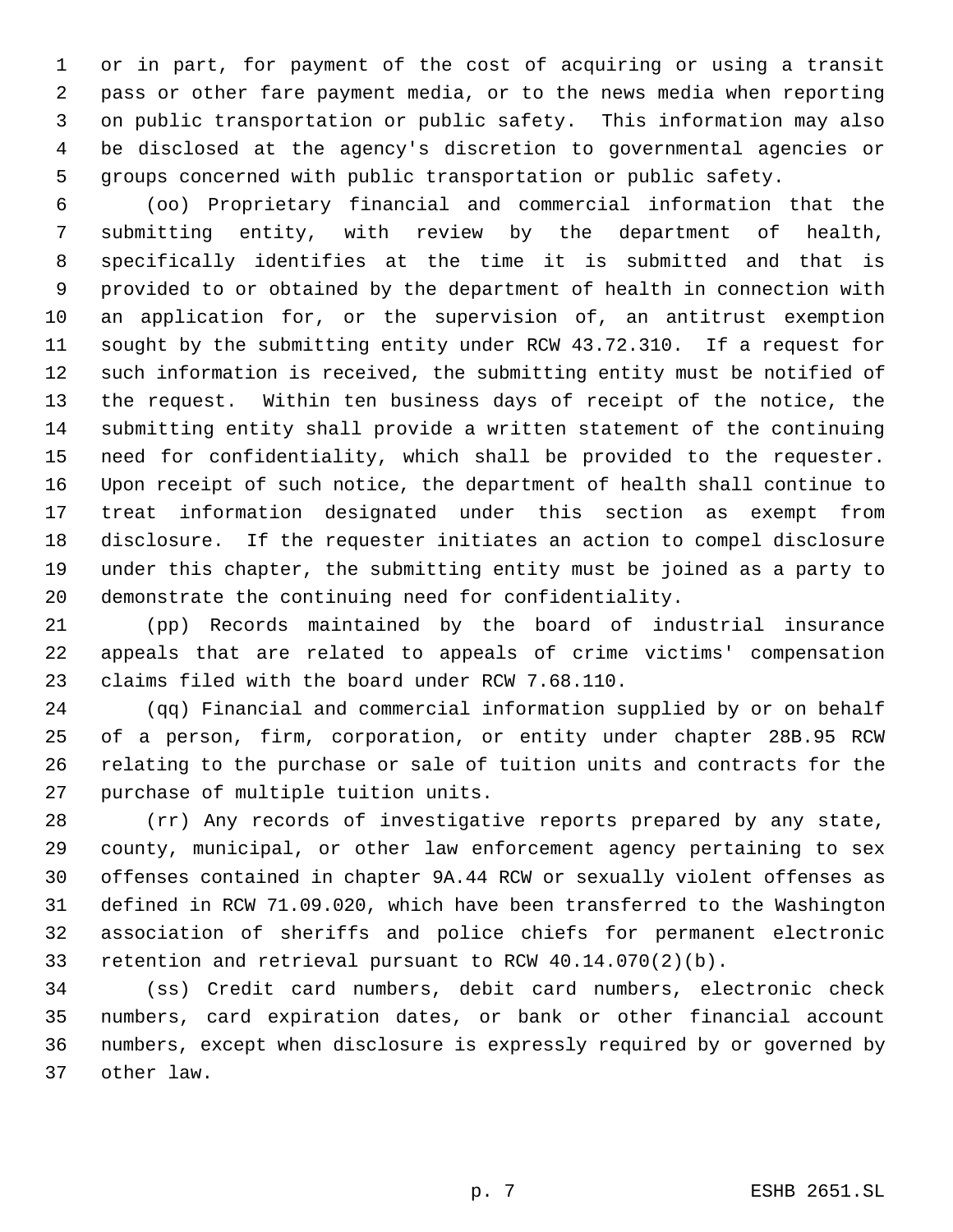or in part, for payment of the cost of acquiring or using a transit pass or other fare payment media, or to the news media when reporting on public transportation or public safety. This information may also be disclosed at the agency's discretion to governmental agencies or groups concerned with public transportation or public safety.

(oo) Proprietary financial and commercial information that the submitting entity, with review by the department of health, specifically identifies at the time it is submitted and that is provided to or obtained by the department of health in connection with an application for, or the supervision of, an antitrust exemption sought by the submitting entity under RCW 43.72.310. If a request for such information is received, the submitting entity must be notified of the request. Within ten business days of receipt of the notice, the submitting entity shall provide a written statement of the continuing need for confidentiality, which shall be provided to the requester. Upon receipt of such notice, the department of health shall continue to treat information designated under this section as exempt from disclosure. If the requester initiates an action to compel disclosure under this chapter, the submitting entity must be joined as a party to demonstrate the continuing need for confidentiality.

(pp) Records maintained by the board of industrial insurance appeals that are related to appeals of crime victims' compensation claims filed with the board under RCW 7.68.110.

(qq) Financial and commercial information supplied by or on behalf of a person, firm, corporation, or entity under chapter 28B.95 RCW relating to the purchase or sale of tuition units and contracts for the purchase of multiple tuition units.

(rr) Any records of investigative reports prepared by any state, county, municipal, or other law enforcement agency pertaining to sex offenses contained in chapter 9A.44 RCW or sexually violent offenses as defined in RCW 71.09.020, which have been transferred to the Washington association of sheriffs and police chiefs for permanent electronic retention and retrieval pursuant to RCW 40.14.070(2)(b).

(ss) Credit card numbers, debit card numbers, electronic check numbers, card expiration dates, or bank or other financial account numbers, except when disclosure is expressly required by or governed by other law.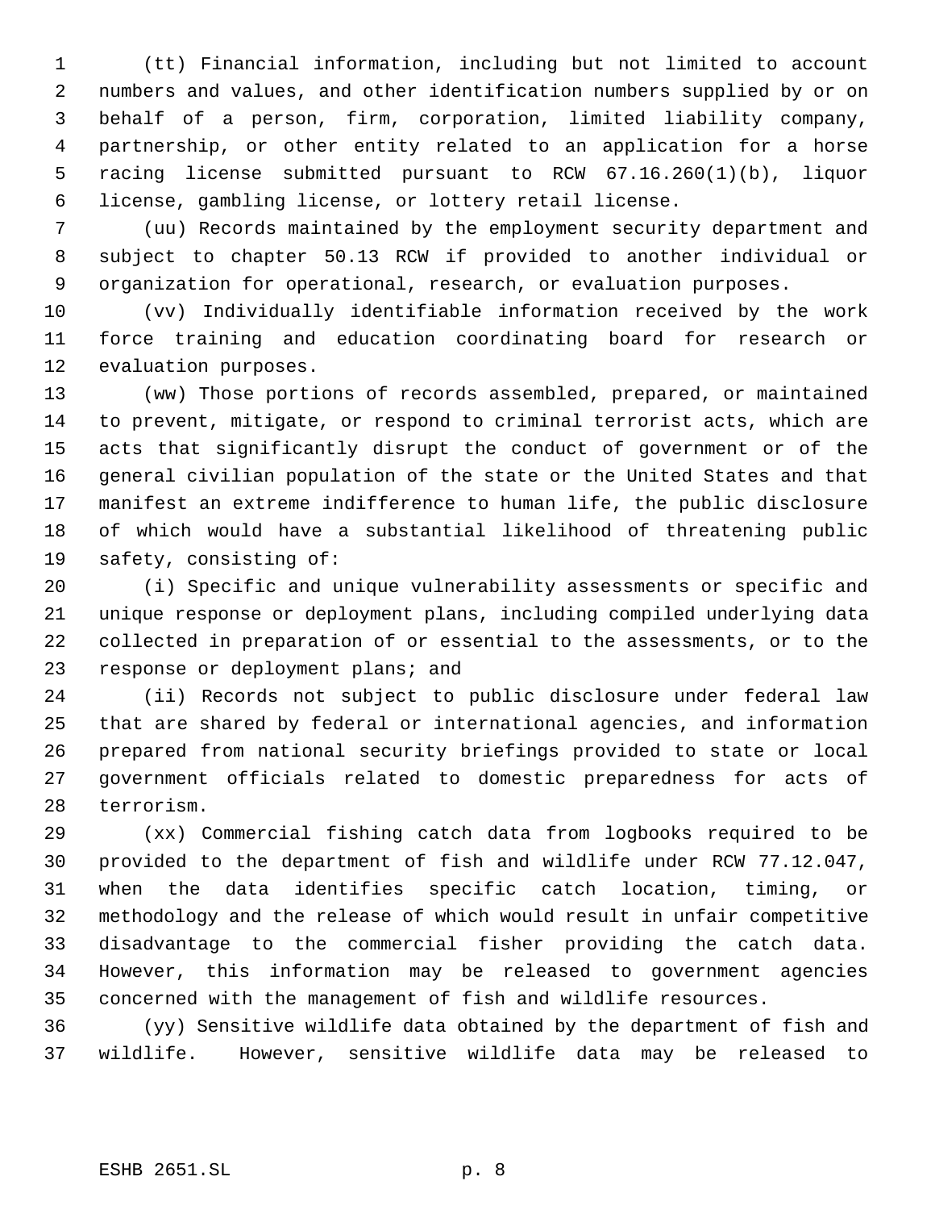(tt) Financial information, including but not limited to account numbers and values, and other identification numbers supplied by or on behalf of a person, firm, corporation, limited liability company, partnership, or other entity related to an application for a horse racing license submitted pursuant to RCW 67.16.260(1)(b), liquor license, gambling license, or lottery retail license.

(uu) Records maintained by the employment security department and subject to chapter 50.13 RCW if provided to another individual or organization for operational, research, or evaluation purposes.

(vv) Individually identifiable information received by the work force training and education coordinating board for research or evaluation purposes.

(ww) Those portions of records assembled, prepared, or maintained to prevent, mitigate, or respond to criminal terrorist acts, which are acts that significantly disrupt the conduct of government or of the general civilian population of the state or the United States and that manifest an extreme indifference to human life, the public disclosure of which would have a substantial likelihood of threatening public safety, consisting of:

(i) Specific and unique vulnerability assessments or specific and unique response or deployment plans, including compiled underlying data collected in preparation of or essential to the assessments, or to the response or deployment plans; and

(ii) Records not subject to public disclosure under federal law that are shared by federal or international agencies, and information prepared from national security briefings provided to state or local government officials related to domestic preparedness for acts of terrorism.

(xx) Commercial fishing catch data from logbooks required to be provided to the department of fish and wildlife under RCW 77.12.047, when the data identifies specific catch location, timing, or methodology and the release of which would result in unfair competitive disadvantage to the commercial fisher providing the catch data. However, this information may be released to government agencies concerned with the management of fish and wildlife resources.

(yy) Sensitive wildlife data obtained by the department of fish and wildlife. However, sensitive wildlife data may be released to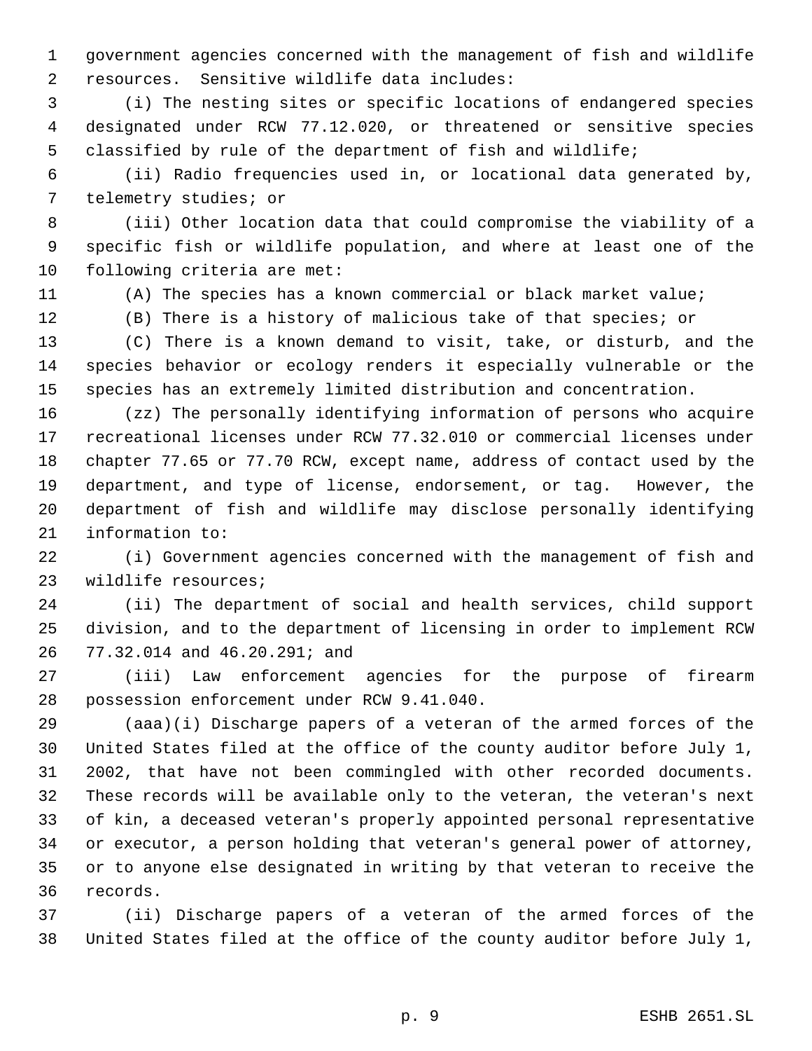government agencies concerned with the management of fish and wildlife resources. Sensitive wildlife data includes:

(i) The nesting sites or specific locations of endangered species designated under RCW 77.12.020, or threatened or sensitive species classified by rule of the department of fish and wildlife;

(ii) Radio frequencies used in, or locational data generated by, telemetry studies; or

(iii) Other location data that could compromise the viability of a specific fish or wildlife population, and where at least one of the following criteria are met:

(A) The species has a known commercial or black market value;

(B) There is a history of malicious take of that species; or

(C) There is a known demand to visit, take, or disturb, and the species behavior or ecology renders it especially vulnerable or the species has an extremely limited distribution and concentration.

(zz) The personally identifying information of persons who acquire recreational licenses under RCW 77.32.010 or commercial licenses under chapter 77.65 or 77.70 RCW, except name, address of contact used by the department, and type of license, endorsement, or tag. However, the department of fish and wildlife may disclose personally identifying information to:

(i) Government agencies concerned with the management of fish and wildlife resources;

(ii) The department of social and health services, child support division, and to the department of licensing in order to implement RCW 77.32.014 and 46.20.291; and

(iii) Law enforcement agencies for the purpose of firearm possession enforcement under RCW 9.41.040.

(aaa)(i) Discharge papers of a veteran of the armed forces of the United States filed at the office of the county auditor before July 1, 2002, that have not been commingled with other recorded documents. These records will be available only to the veteran, the veteran's next of kin, a deceased veteran's properly appointed personal representative or executor, a person holding that veteran's general power of attorney, or to anyone else designated in writing by that veteran to receive the records.

(ii) Discharge papers of a veteran of the armed forces of the United States filed at the office of the county auditor before July 1,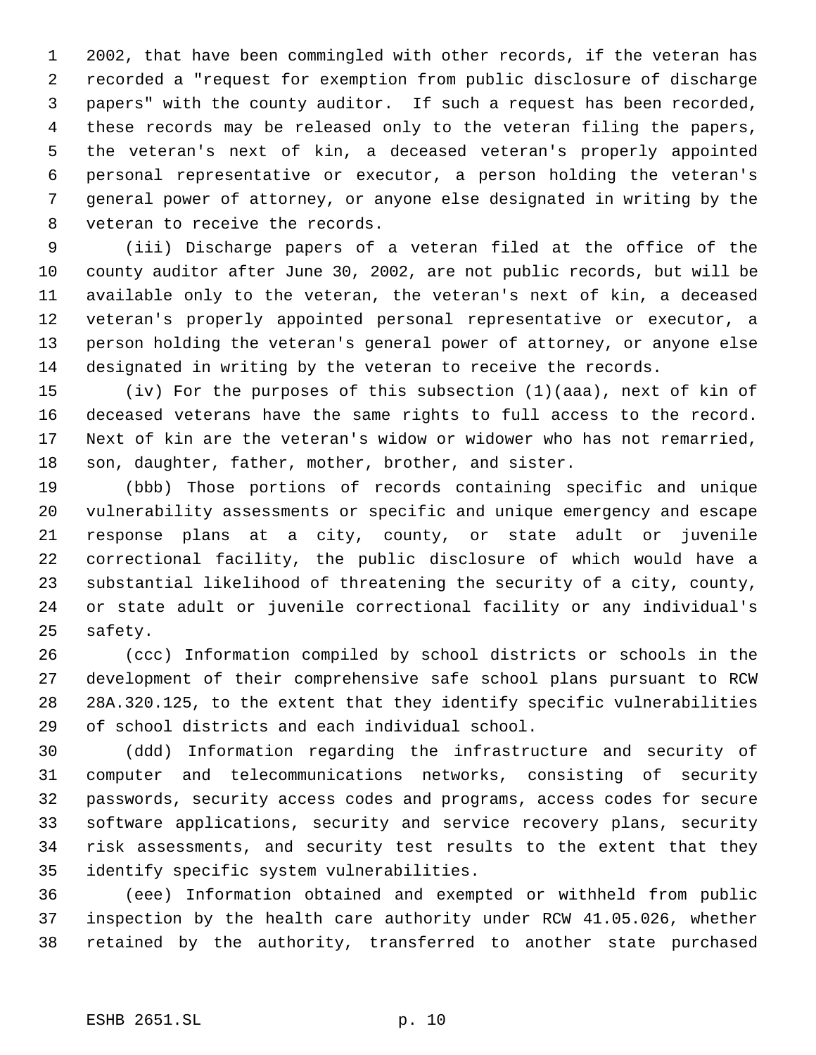2002, that have been commingled with other records, if the veteran has recorded a "request for exemption from public disclosure of discharge papers" with the county auditor. If such a request has been recorded, these records may be released only to the veteran filing the papers, the veteran's next of kin, a deceased veteran's properly appointed personal representative or executor, a person holding the veteran's general power of attorney, or anyone else designated in writing by the veteran to receive the records.

(iii) Discharge papers of a veteran filed at the office of the county auditor after June 30, 2002, are not public records, but will be available only to the veteran, the veteran's next of kin, a deceased veteran's properly appointed personal representative or executor, a person holding the veteran's general power of attorney, or anyone else designated in writing by the veteran to receive the records.

(iv) For the purposes of this subsection (1)(aaa), next of kin of deceased veterans have the same rights to full access to the record. Next of kin are the veteran's widow or widower who has not remarried, son, daughter, father, mother, brother, and sister.

(bbb) Those portions of records containing specific and unique vulnerability assessments or specific and unique emergency and escape response plans at a city, county, or state adult or juvenile correctional facility, the public disclosure of which would have a substantial likelihood of threatening the security of a city, county, or state adult or juvenile correctional facility or any individual's safety.

(ccc) Information compiled by school districts or schools in the development of their comprehensive safe school plans pursuant to RCW 28A.320.125, to the extent that they identify specific vulnerabilities of school districts and each individual school.

(ddd) Information regarding the infrastructure and security of computer and telecommunications networks, consisting of security passwords, security access codes and programs, access codes for secure software applications, security and service recovery plans, security risk assessments, and security test results to the extent that they identify specific system vulnerabilities.

(eee) Information obtained and exempted or withheld from public inspection by the health care authority under RCW 41.05.026, whether retained by the authority, transferred to another state purchased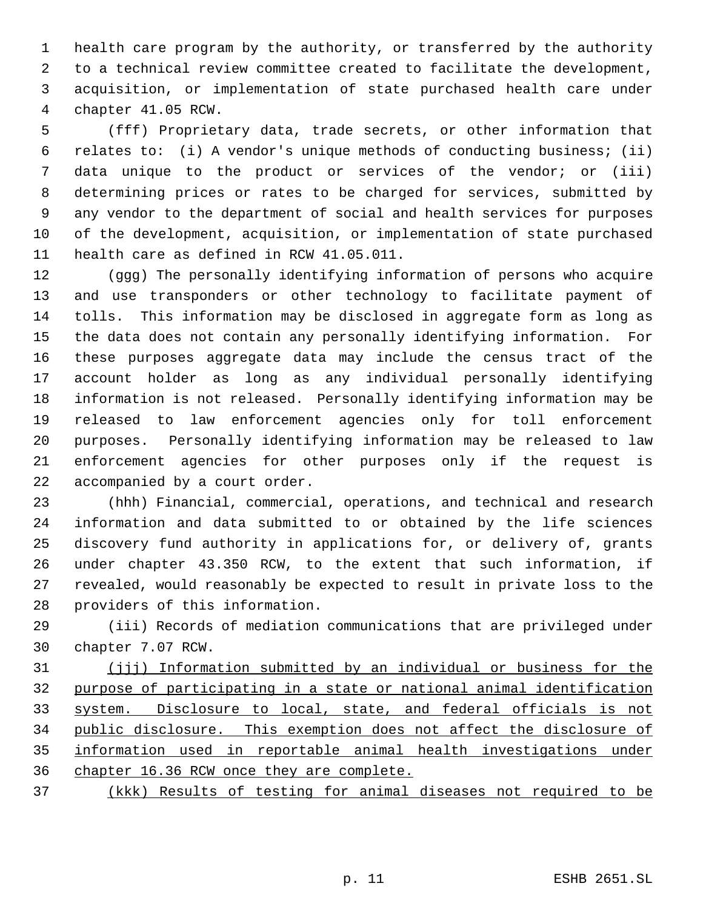health care program by the authority, or transferred by the authority to a technical review committee created to facilitate the development, acquisition, or implementation of state purchased health care under chapter 41.05 RCW.

(fff) Proprietary data, trade secrets, or other information that relates to: (i) A vendor's unique methods of conducting business; (ii) data unique to the product or services of the vendor; or (iii) determining prices or rates to be charged for services, submitted by any vendor to the department of social and health services for purposes of the development, acquisition, or implementation of state purchased health care as defined in RCW 41.05.011.

(ggg) The personally identifying information of persons who acquire and use transponders or other technology to facilitate payment of tolls. This information may be disclosed in aggregate form as long as the data does not contain any personally identifying information. For these purposes aggregate data may include the census tract of the account holder as long as any individual personally identifying information is not released. Personally identifying information may be released to law enforcement agencies only for toll enforcement purposes. Personally identifying information may be released to law enforcement agencies for other purposes only if the request is accompanied by a court order.

(hhh) Financial, commercial, operations, and technical and research information and data submitted to or obtained by the life sciences discovery fund authority in applications for, or delivery of, grants under chapter 43.350 RCW, to the extent that such information, if revealed, would reasonably be expected to result in private loss to the providers of this information.

(iii) Records of mediation communications that are privileged under chapter 7.07 RCW.

<u>(jjj) Information submitted by an individual or business for the purpose of participating in a state or national animal identification system. Disclosure to local, state, and federal officials is not public disclosure. This exemption does not affect the disclosure of information used in reportable animal health investigations under chapter 16.36 RCW once they are complete.</u>

<u>(kkk) Results of testing for animal diseases not required to be</u>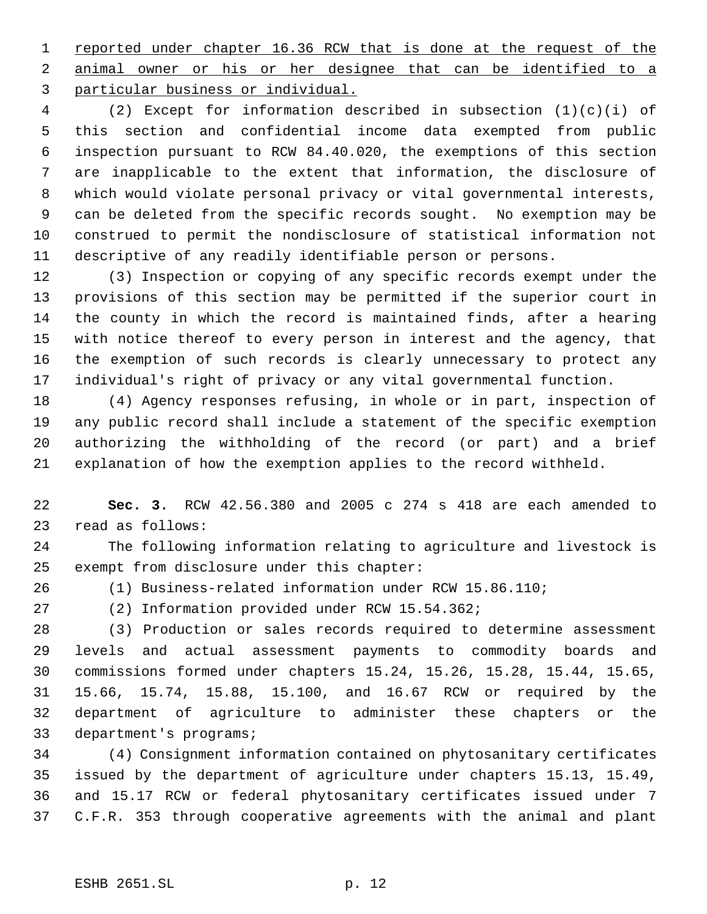reported under chapter 16.36 RCW that is done at the request of the animal owner or his or her designee that can be identified to a particular business or individual.

(2) Except for information described in subsection (1)(c)(i) of this section and confidential income data exempted from public inspection pursuant to RCW 84.40.020, the exemptions of this section are inapplicable to the extent that information, the disclosure of which would violate personal privacy or vital governmental interests, can be deleted from the specific records sought. No exemption may be construed to permit the nondisclosure of statistical information not descriptive of any readily identifiable person or persons.

(3) Inspection or copying of any specific records exempt under the provisions of this section may be permitted if the superior court in the county in which the record is maintained finds, after a hearing with notice thereof to every person in interest and the agency, that the exemption of such records is clearly unnecessary to protect any individual's right of privacy or any vital governmental function.

(4) Agency responses refusing, in whole or in part, inspection of any public record shall include a statement of the specific exemption authorizing the withholding of the record (or part) and a brief explanation of how the exemption applies to the record withheld.

**Sec. 3.** RCW 42.56.380 and 2005 c 274 s 418 are each amended to read as follows:

The following information relating to agriculture and livestock is exempt from disclosure under this chapter:

(1) Business-related information under RCW 15.86.110;

(2) Information provided under RCW 15.54.362;

(3) Production or sales records required to determine assessment levels and actual assessment payments to commodity boards and commissions formed under chapters 15.24, 15.26, 15.28, 15.44, 15.65, 15.66, 15.74, 15.88, 15.100, and 16.67 RCW or required by the department of agriculture to administer these chapters or the department's programs;

(4) Consignment information contained on phytosanitary certificates issued by the department of agriculture under chapters 15.13, 15.49, and 15.17 RCW or federal phytosanitary certificates issued under 7 C.F.R. 353 through cooperative agreements with the animal and plant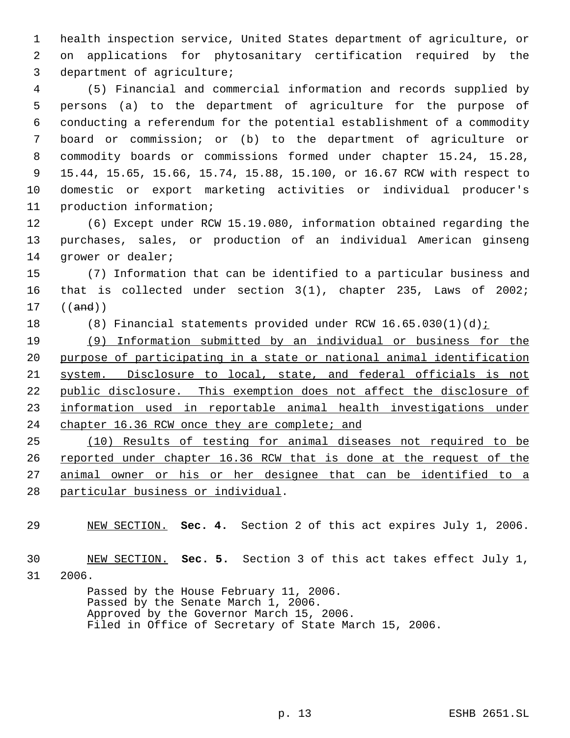health inspection service, United States department of agriculture, or on applications for phytosanitary certification required by the department of agriculture;

(5) Financial and commercial information and records supplied by persons (a) to the department of agriculture for the purpose of conducting a referendum for the potential establishment of a commodity board or commission; or (b) to the department of agriculture or commodity boards or commissions formed under chapter 15.24, 15.28, 15.44, 15.65, 15.66, 15.74, 15.88, 15.100, or 16.67 RCW with respect to domestic or export marketing activities or individual producer's production information;

(6) Except under RCW 15.19.080, information obtained regarding the purchases, sales, or production of an individual American ginseng grower or dealer;

(7) Information that can be identified to a particular business and that is collected under section 3(1), chapter 235, Laws of 2002; ((~~and~~))

(8) Financial statements provided under RCW 16.65.030(1)(d)<u>;</u>

<u>(9) Information submitted by an individual or business for the purpose of participating in a state or national animal identification system. Disclosure to local, state, and federal officials is not public disclosure. This exemption does not affect the disclosure of information used in reportable animal health investigations under chapter 16.36 RCW once they are complete; and</u>

<u>(10) Results of testing for animal diseases not required to be reported under chapter 16.36 RCW that is done at the request of the animal owner or his or her designee that can be identified to a particular business or individual</u>.

<u>NEW SECTION.</u> **Sec. 4.** Section 2 of this act expires July 1, 2006.

<u>NEW SECTION.</u> **Sec. 5.** Section 3 of this act takes effect July 1, 2006.

Passed by the House February 11, 2006.
Passed by the Senate March 1, 2006.
Approved by the Governor March 15, 2006.
Filed in Office of Secretary of State March 15, 2006.